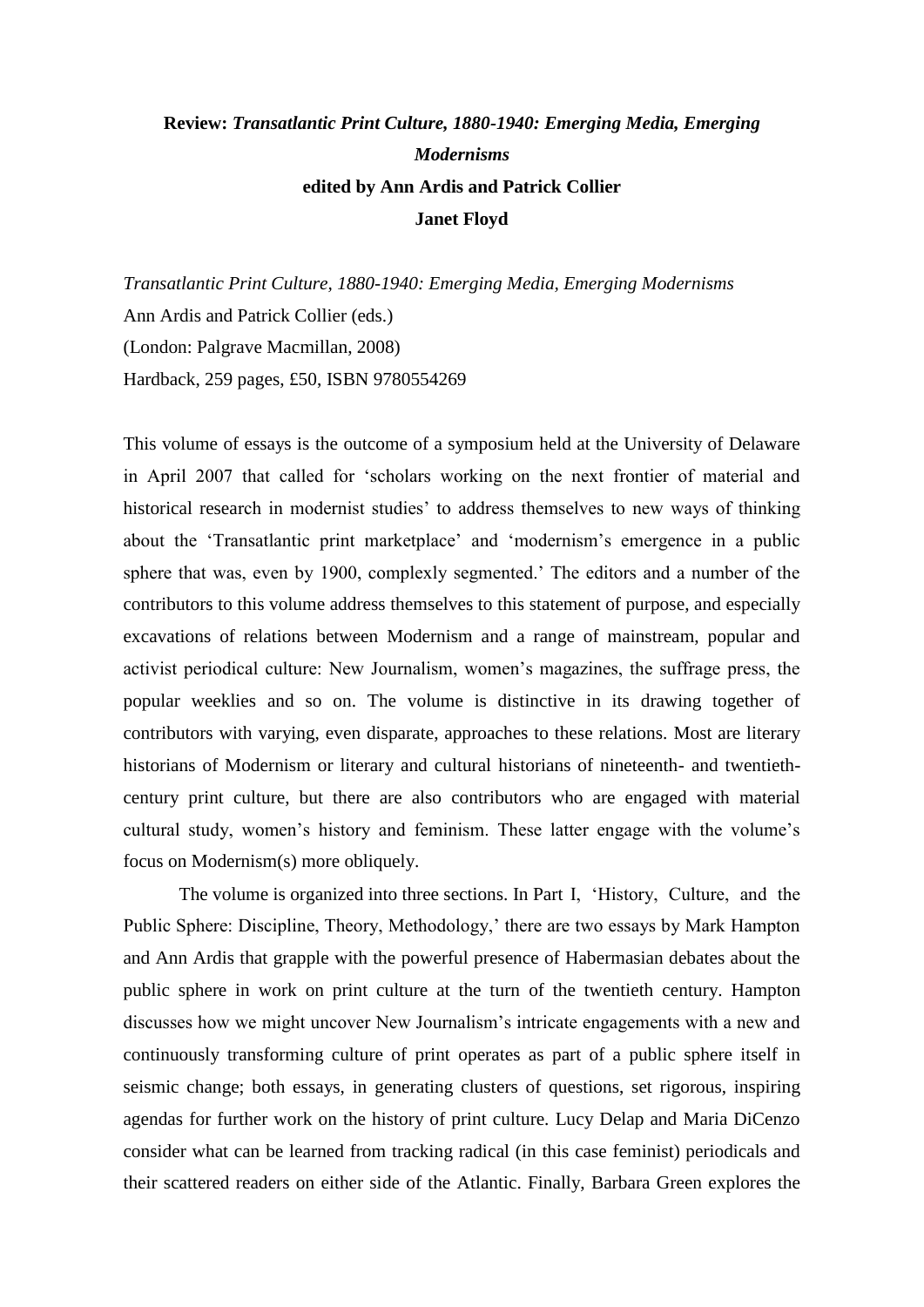# **Review:** *Transatlantic Print Culture, 1880-1940: Emerging Media, Emerging Modernisms*

**edited by Ann Ardis and Patrick Collier**

**Janet Floyd**

*Transatlantic Print Culture, 1880-1940: Emerging Media, Emerging Modernisms*
Ann Ardis and Patrick Collier (eds.)
(London: Palgrave Macmillan, 2008)
Hardback, 259 pages, £50, ISBN 9780554269

This volume of essays is the outcome of a symposium held at the University of Delaware in April 2007 that called for 'scholars working on the next frontier of material and historical research in modernist studies' to address themselves to new ways of thinking about the 'Transatlantic print marketplace' and 'modernism's emergence in a public sphere that was, even by 1900, complexly segmented.' The editors and a number of the contributors to this volume address themselves to this statement of purpose, and especially excavations of relations between Modernism and a range of mainstream, popular and activist periodical culture: New Journalism, women's magazines, the suffrage press, the popular weeklies and so on. The volume is distinctive in its drawing together of contributors with varying, even disparate, approaches to these relations. Most are literary historians of Modernism or literary and cultural historians of nineteenth- and twentieth-century print culture, but there are also contributors who are engaged with material cultural study, women's history and feminism. These latter engage with the volume's focus on Modernism(s) more obliquely.

The volume is organized into three sections. In Part I, 'History, Culture, and the Public Sphere: Discipline, Theory, Methodology,' there are two essays by Mark Hampton and Ann Ardis that grapple with the powerful presence of Habermasian debates about the public sphere in work on print culture at the turn of the twentieth century. Hampton discusses how we might uncover New Journalism's intricate engagements with a new and continuously transforming culture of print operates as part of a public sphere itself in seismic change; both essays, in generating clusters of questions, set rigorous, inspiring agendas for further work on the history of print culture. Lucy Delap and Maria DiCenzo consider what can be learned from tracking radical (in this case feminist) periodicals and their scattered readers on either side of the Atlantic. Finally, Barbara Green explores the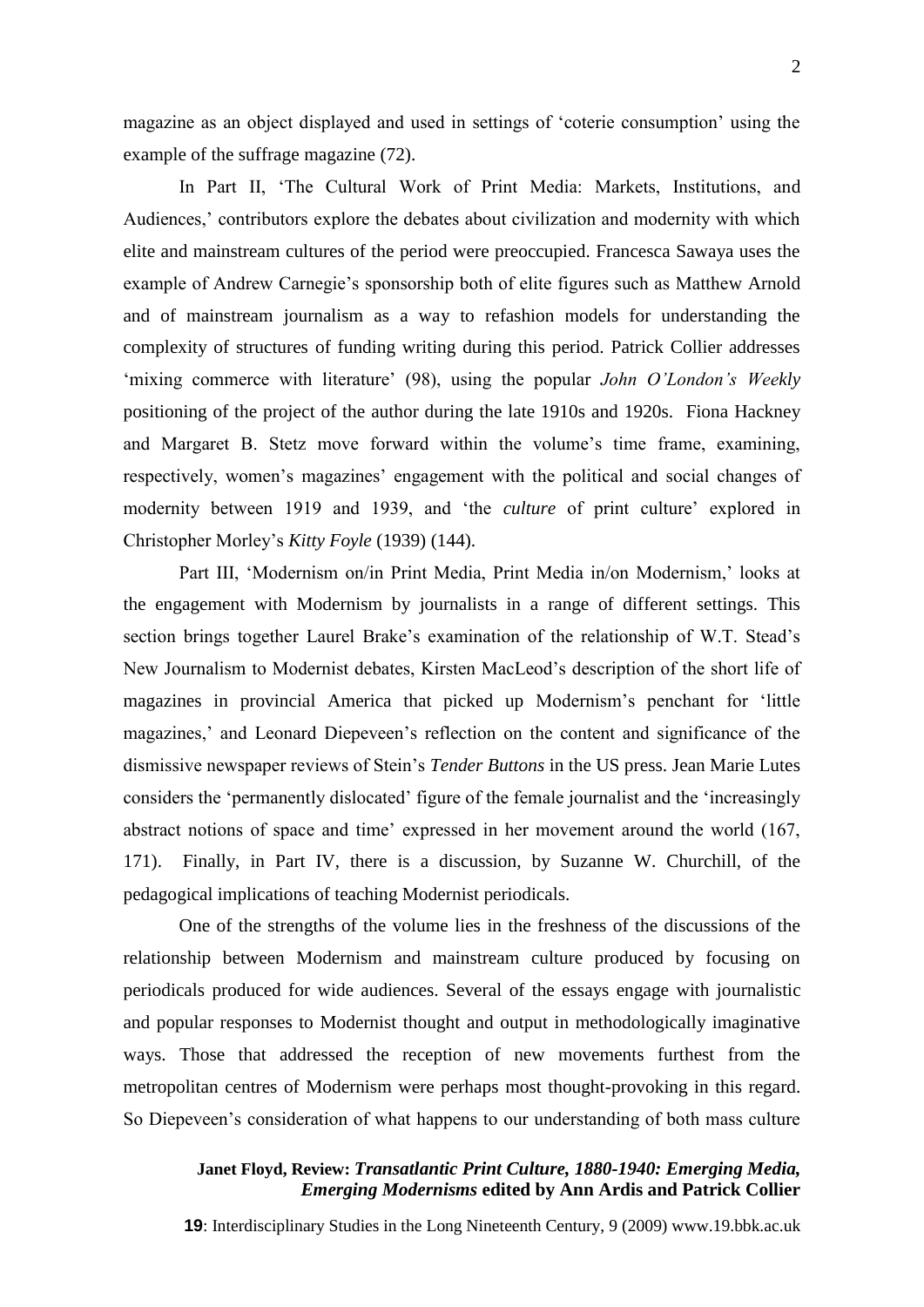magazine as an object displayed and used in settings of 'coterie consumption' using the example of the suffrage magazine (72).

In Part II, 'The Cultural Work of Print Media: Markets, Institutions, and Audiences,' contributors explore the debates about civilization and modernity with which elite and mainstream cultures of the period were preoccupied. Francesca Sawaya uses the example of Andrew Carnegie's sponsorship both of elite figures such as Matthew Arnold and of mainstream journalism as a way to refashion models for understanding the complexity of structures of funding writing during this period. Patrick Collier addresses 'mixing commerce with literature' (98), using the popular *John O'London's Weekly* positioning of the project of the author during the late 1910s and 1920s. Fiona Hackney and Margaret B. Stetz move forward within the volume's time frame, examining, respectively, women's magazines' engagement with the political and social changes of modernity between 1919 and 1939, and 'the *culture* of print culture' explored in Christopher Morley's *Kitty Foyle* (1939) (144).

Part III, 'Modernism on/in Print Media, Print Media in/on Modernism,' looks at the engagement with Modernism by journalists in a range of different settings. This section brings together Laurel Brake's examination of the relationship of W.T. Stead's New Journalism to Modernist debates, Kirsten MacLeod's description of the short life of magazines in provincial America that picked up Modernism's penchant for 'little magazines,' and Leonard Diepeveen's reflection on the content and significance of the dismissive newspaper reviews of Stein's *Tender Buttons* in the US press. Jean Marie Lutes considers the 'permanently dislocated' figure of the female journalist and the 'increasingly abstract notions of space and time' expressed in her movement around the world (167, 171). Finally, in Part IV, there is a discussion, by Suzanne W. Churchill, of the pedagogical implications of teaching Modernist periodicals.

One of the strengths of the volume lies in the freshness of the discussions of the relationship between Modernism and mainstream culture produced by focusing on periodicals produced for wide audiences. Several of the essays engage with journalistic and popular responses to Modernist thought and output in methodologically imaginative ways. Those that addressed the reception of new movements furthest from the metropolitan centres of Modernism were perhaps most thought-provoking in this regard. So Diepeveen's consideration of what happens to our understanding of both mass culture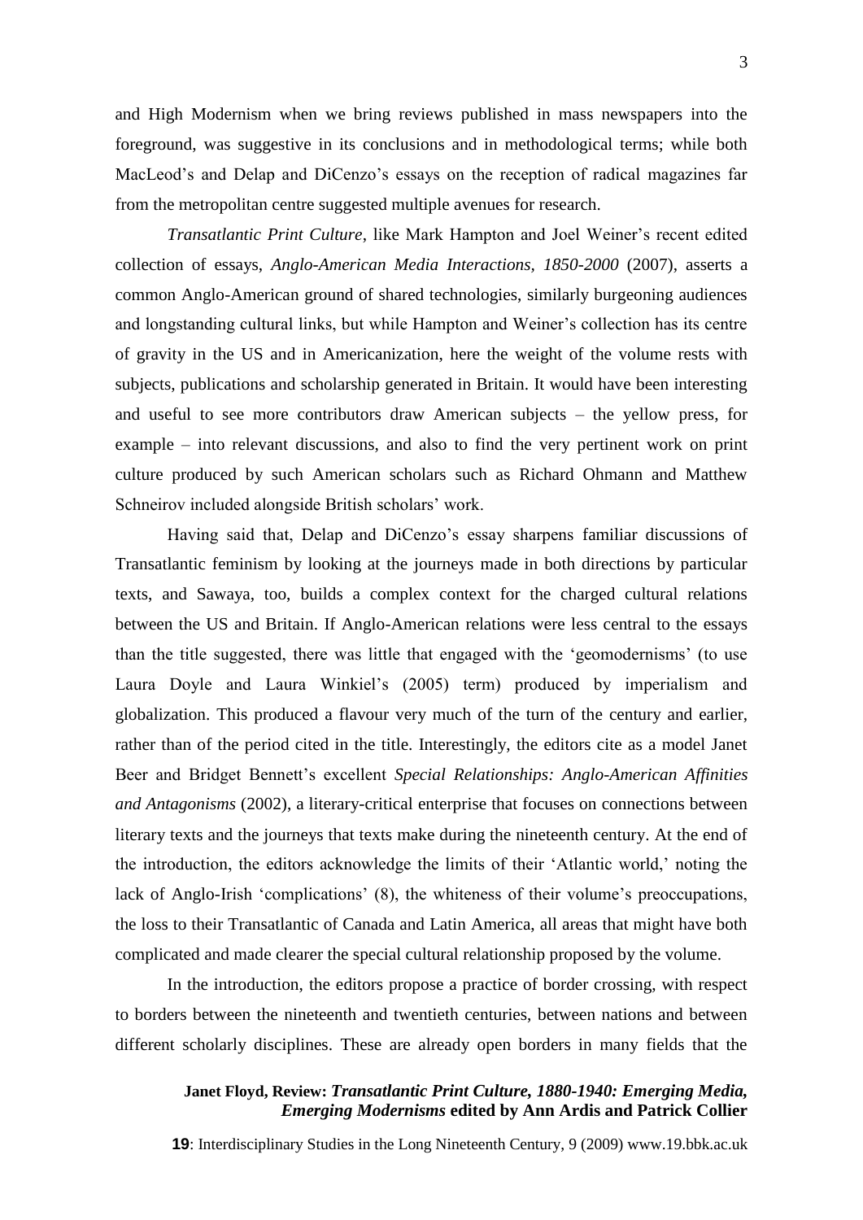and High Modernism when we bring reviews published in mass newspapers into the foreground, was suggestive in its conclusions and in methodological terms; while both MacLeod's and Delap and DiCenzo's essays on the reception of radical magazines far from the metropolitan centre suggested multiple avenues for research.

*Transatlantic Print Culture*, like Mark Hampton and Joel Weiner's recent edited collection of essays, *Anglo-American Media Interactions, 1850-2000* (2007), asserts a common Anglo-American ground of shared technologies, similarly burgeoning audiences and longstanding cultural links, but while Hampton and Weiner's collection has its centre of gravity in the US and in Americanization, here the weight of the volume rests with subjects, publications and scholarship generated in Britain. It would have been interesting and useful to see more contributors draw American subjects – the yellow press, for example – into relevant discussions, and also to find the very pertinent work on print culture produced by such American scholars such as Richard Ohmann and Matthew Schneirov included alongside British scholars' work.

Having said that, Delap and DiCenzo's essay sharpens familiar discussions of Transatlantic feminism by looking at the journeys made in both directions by particular texts, and Sawaya, too, builds a complex context for the charged cultural relations between the US and Britain. If Anglo-American relations were less central to the essays than the title suggested, there was little that engaged with the 'geomodernisms' (to use Laura Doyle and Laura Winkiel's (2005) term) produced by imperialism and globalization. This produced a flavour very much of the turn of the century and earlier, rather than of the period cited in the title. Interestingly, the editors cite as a model Janet Beer and Bridget Bennett's excellent *Special Relationships: Anglo-American Affinities and Antagonisms* (2002), a literary-critical enterprise that focuses on connections between literary texts and the journeys that texts make during the nineteenth century. At the end of the introduction, the editors acknowledge the limits of their 'Atlantic world,' noting the lack of Anglo-Irish 'complications' (8), the whiteness of their volume's preoccupations, the loss to their Transatlantic of Canada and Latin America, all areas that might have both complicated and made clearer the special cultural relationship proposed by the volume.

In the introduction, the editors propose a practice of border crossing, with respect to borders between the nineteenth and twentieth centuries, between nations and between different scholarly disciplines. These are already open borders in many fields that the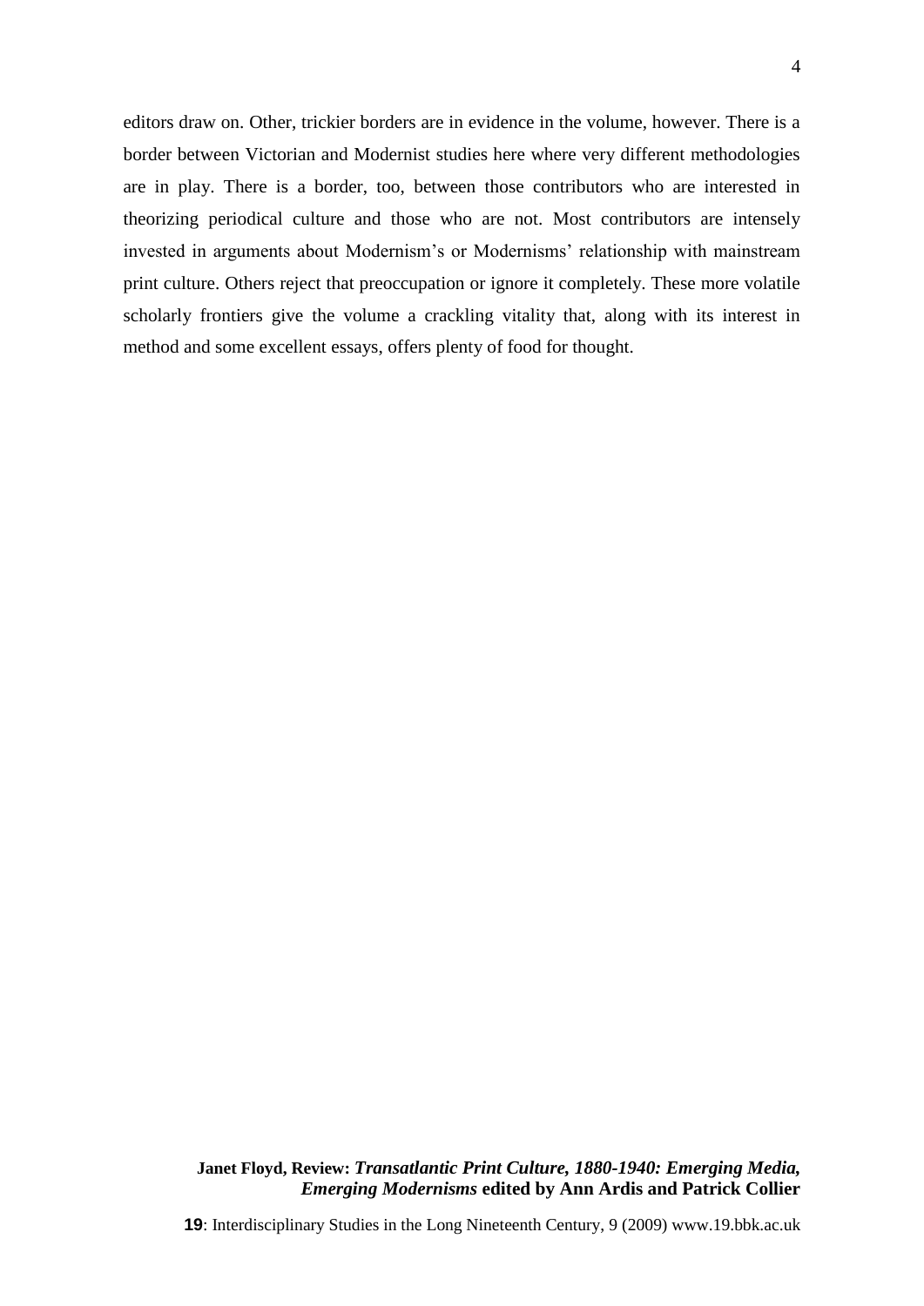editors draw on. Other, trickier borders are in evidence in the volume, however. There is a border between Victorian and Modernist studies here where very different methodologies are in play. There is a border, too, between those contributors who are interested in theorizing periodical culture and those who are not. Most contributors are intensely invested in arguments about Modernism's or Modernisms' relationship with mainstream print culture. Others reject that preoccupation or ignore it completely. These more volatile scholarly frontiers give the volume a crackling vitality that, along with its interest in method and some excellent essays, offers plenty of food for thought.